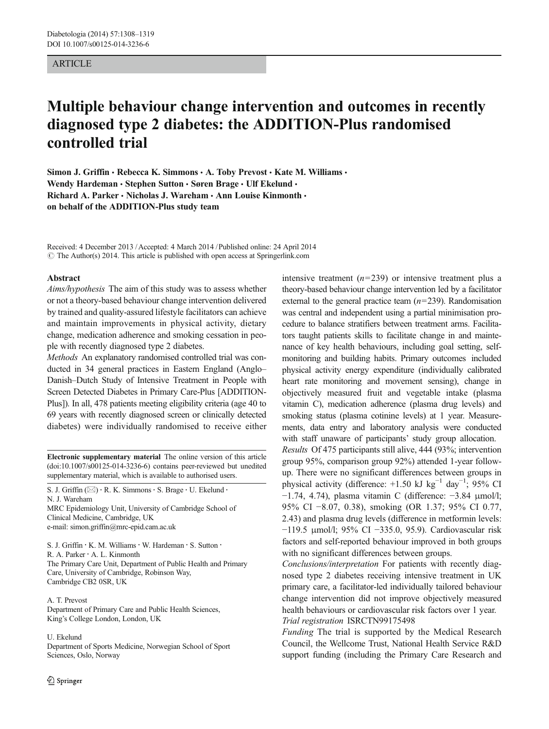ARTICLE

# Multiple behaviour change intervention and outcomes in recently diagnosed type 2 diabetes: the ADDITION-Plus randomised controlled trial

Simon J. Griffin · Rebecca K. Simmons · A. Toby Prevost · Kate M. Williams · Wendy Hardeman · Stephen Sutton · Søren Brage · Ulf Ekelund · Richard A. Parker · Nicholas J. Wareham · Ann Louise Kinmonth · on behalf of the ADDITION-Plus study team

Received: 4 December 2013 / Accepted: 4 March 2014 / Published online: 24 April 2014
© The Author(s) 2014. This article is published with open access at Springerlink.com

## Abstract

*Aims/hypothesis* The aim of this study was to assess whether or not a theory-based behaviour change intervention delivered by trained and quality-assured lifestyle facilitators can achieve and maintain improvements in physical activity, dietary change, medication adherence and smoking cessation in people with recently diagnosed type 2 diabetes.

*Methods* An explanatory randomised controlled trial was conducted in 34 general practices in Eastern England (Anglo–Danish–Dutch Study of Intensive Treatment in People with Screen Detected Diabetes in Primary Care-Plus [ADDITION-Plus]). In all, 478 patients meeting eligibility criteria (age 40 to 69 years with recently diagnosed screen or clinically detected diabetes) were individually randomised to receive either intensive treatment ($n=239$) or intensive treatment plus a theory-based behaviour change intervention led by a facilitator external to the general practice team ($n=239$). Randomisation was central and independent using a partial minimisation procedure to balance stratifiers between treatment arms. Facilitators taught patients skills to facilitate change in and maintenance of key health behaviours, including goal setting, self-monitoring and building habits. Primary outcomes included physical activity energy expenditure (individually calibrated heart rate monitoring and movement sensing), change in objectively measured fruit and vegetable intake (plasma vitamin C), medication adherence (plasma drug levels) and smoking status (plasma cotinine levels) at 1 year. Measurements, data entry and laboratory analysis were conducted with staff unaware of participants' study group allocation.

*Results* Of 475 participants still alive, 444 (93%; intervention group 95%, comparison group 92%) attended 1-year follow-up. There were no significant differences between groups in physical activity (difference: +1.50 kJ kg$^{-1}$ day$^{-1}$; 95% CI −1.74, 4.74), plasma vitamin C (difference: −3.84 μmol/l; 95% CI −8.07, 0.38), smoking (OR 1.37; 95% CI 0.77, 2.43) and plasma drug levels (difference in metformin levels: −119.5 μmol/l; 95% CI −335.0, 95.9). Cardiovascular risk factors and self-reported behaviour improved in both groups with no significant differences between groups.

*Conclusions/interpretation* For patients with recently diagnosed type 2 diabetes receiving intensive treatment in UK primary care, a facilitator-led individually tailored behaviour change intervention did not improve objectively measured health behaviours or cardiovascular risk factors over 1 year.

*Trial registration* ISRCTN99175498

*Funding* The trial is supported by the Medical Research Council, the Wellcome Trust, National Health Service R&D support funding (including the Primary Care Research and

---

**Electronic supplementary material** The online version of this article (doi:10.1007/s00125-014-3236-6) contains peer-reviewed but unedited supplementary material, which is available to authorised users.

S. J. Griffin (✉) · R. K. Simmons · S. Brage · U. Ekelund · N. J. Wareham
MRC Epidemiology Unit, University of Cambridge School of Clinical Medicine, Cambridge, UK
e-mail: simon.griffin@mrc-epid.cam.ac.uk

S. J. Griffin · K. M. Williams · W. Hardeman · S. Sutton · R. A. Parker · A. L. Kinmonth
The Primary Care Unit, Department of Public Health and Primary Care, University of Cambridge, Robinson Way, Cambridge CB2 0SR, UK

A. T. Prevost
Department of Primary Care and Public Health Sciences, King's College London, London, UK

U. Ekelund
Department of Sports Medicine, Norwegian School of Sport Sciences, Oslo, Norway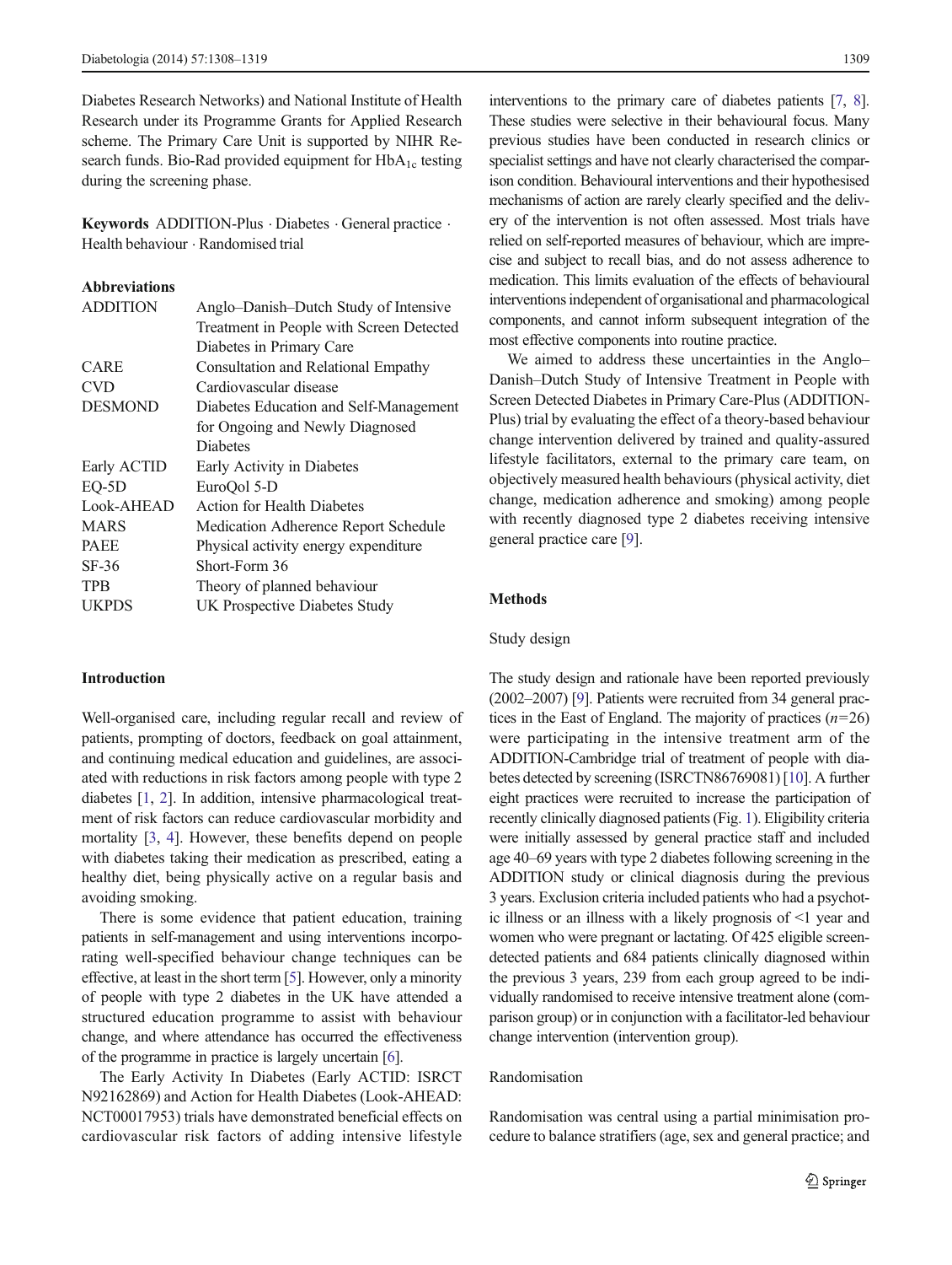Diabetes Research Networks) and National Institute of Health Research under its Programme Grants for Applied Research scheme. The Primary Care Unit is supported by NIHR Research funds. Bio-Rad provided equipment for $HbA_{1c}$ testing during the screening phase.

**Keywords** ADDITION-Plus · Diabetes · General practice · Health behaviour · Randomised trial

**Abbreviations**

| | |
|---|---|
| ADDITION | Anglo–Danish–Dutch Study of Intensive Treatment in People with Screen Detected Diabetes in Primary Care |
| CARE | Consultation and Relational Empathy |
| CVD | Cardiovascular disease |
| DESMOND | Diabetes Education and Self-Management for Ongoing and Newly Diagnosed Diabetes |
| Early ACTID | Early Activity in Diabetes |
| EQ-5D | EuroQol 5-D |
| Look-AHEAD | Action for Health Diabetes |
| MARS | Medication Adherence Report Schedule |
| PAEE | Physical activity energy expenditure |
| SF-36 | Short-Form 36 |
| TPB | Theory of planned behaviour |
| UKPDS | UK Prospective Diabetes Study |

## Introduction

Well-organised care, including regular recall and review of patients, prompting of doctors, feedback on goal attainment, and continuing medical education and guidelines, are associated with reductions in risk factors among people with type 2 diabetes [1, 2]. In addition, intensive pharmacological treatment of risk factors can reduce cardiovascular morbidity and mortality [3, 4]. However, these benefits depend on people with diabetes taking their medication as prescribed, eating a healthy diet, being physically active on a regular basis and avoiding smoking.

There is some evidence that patient education, training patients in self-management and using interventions incorporating well-specified behaviour change techniques can be effective, at least in the short term [5]. However, only a minority of people with type 2 diabetes in the UK have attended a structured education programme to assist with behaviour change, and where attendance has occurred the effectiveness of the programme in practice is largely uncertain [6].

The Early Activity In Diabetes (Early ACTID: ISRCTN92162869) and Action for Health Diabetes (Look-AHEAD: NCT00017953) trials have demonstrated beneficial effects on cardiovascular risk factors of adding intensive lifestyle interventions to the primary care of diabetes patients [7, 8]. These studies were selective in their behavioural focus. Many previous studies have been conducted in research clinics or specialist settings and have not clearly characterised the comparison condition. Behavioural interventions and their hypothesised mechanisms of action are rarely clearly specified and the delivery of the intervention is not often assessed. Most trials have relied on self-reported measures of behaviour, which are imprecise and subject to recall bias, and do not assess adherence to medication. This limits evaluation of the effects of behavioural interventions independent of organisational and pharmacological components, and cannot inform subsequent integration of the most effective components into routine practice.

We aimed to address these uncertainties in the Anglo–Danish–Dutch Study of Intensive Treatment in People with Screen Detected Diabetes in Primary Care-Plus (ADDITION-Plus) trial by evaluating the effect of a theory-based behaviour change intervention delivered by trained and quality-assured lifestyle facilitators, external to the primary care team, on objectively measured health behaviours (physical activity, diet change, medication adherence and smoking) among people with recently diagnosed type 2 diabetes receiving intensive general practice care [9].

## Methods

### Study design

The study design and rationale have been reported previously (2002–2007) [9]. Patients were recruited from 34 general practices in the East of England. The majority of practices ($n$=26) were participating in the intensive treatment arm of the ADDITION-Cambridge trial of treatment of people with diabetes detected by screening (ISRCTN86769081) [10]. A further eight practices were recruited to increase the participation of recently clinically diagnosed patients (Fig. 1). Eligibility criteria were initially assessed by general practice staff and included age 40–69 years with type 2 diabetes following screening in the ADDITION study or clinical diagnosis during the previous 3 years. Exclusion criteria included patients who had a psychotic illness or an illness with a likely prognosis of <1 year and women who were pregnant or lactating. Of 425 eligible screen-detected patients and 684 patients clinically diagnosed within the previous 3 years, 239 from each group agreed to be individually randomised to receive intensive treatment alone (comparison group) or in conjunction with a facilitator-led behaviour change intervention (intervention group).

### Randomisation

Randomisation was central using a partial minimisation procedure to balance stratifiers (age, sex and general practice; and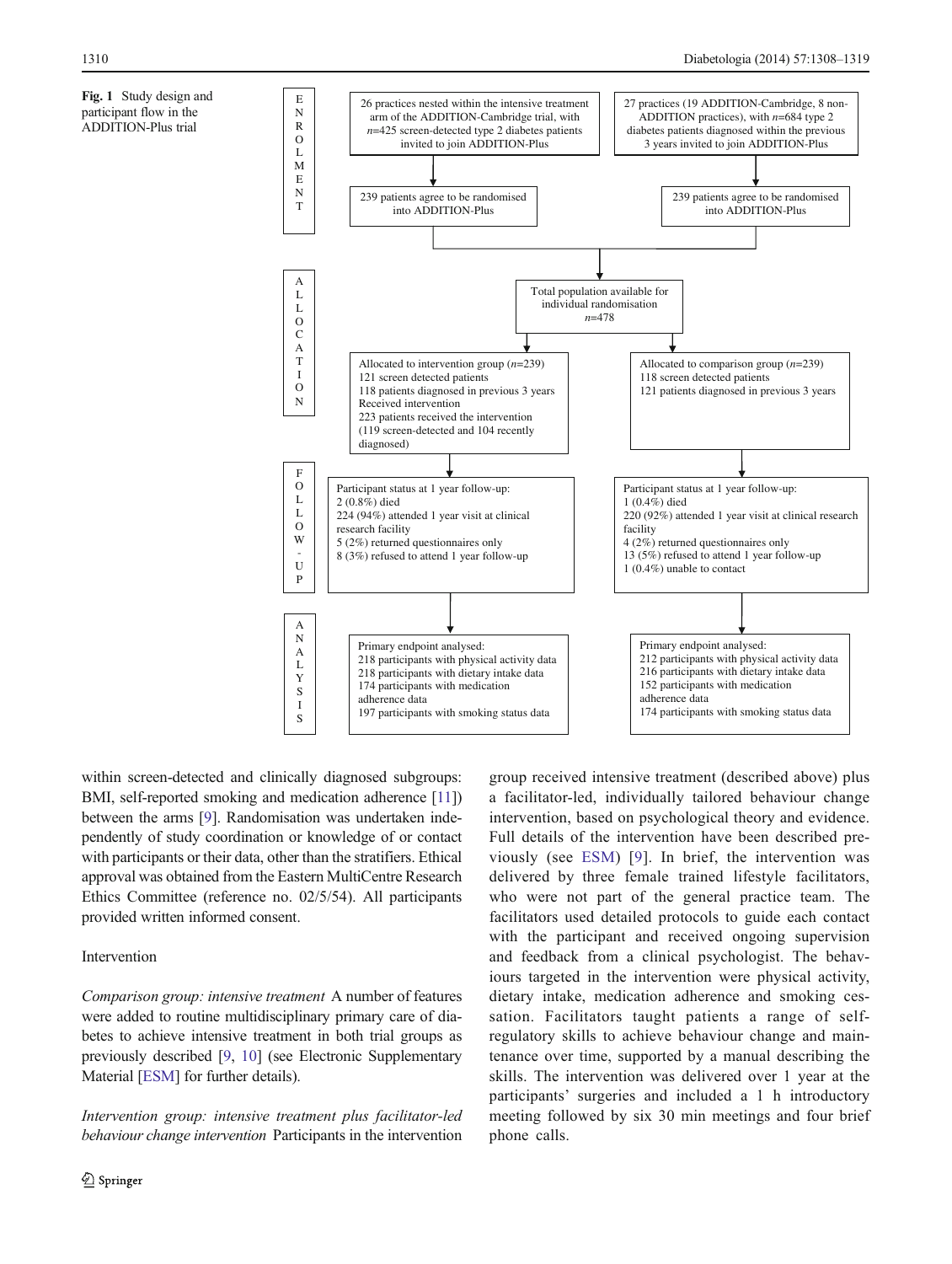**Fig. 1** Study design and participant flow in the ADDITION-Plus trial

**ENROLMENT**

26 practices nested within the intensive treatment arm of the ADDITION-Cambridge trial, with *n*=425 screen-detected type 2 diabetes patients invited to join ADDITION-Plus

→ 239 patients agree to be randomised into ADDITION-Plus

27 practices (19 ADDITION-Cambridge, 8 non-ADDITION practices), with *n*=684 type 2 diabetes patients diagnosed within the previous 3 years invited to join ADDITION-Plus

→ 239 patients agree to be randomised into ADDITION-Plus

**ALLOCATION**

Total population available for individual randomisation *n*=478

Allocated to intervention group (*n*=239)
121 screen detected patients
118 patients diagnosed in previous 3 years
Received intervention
223 patients received the intervention (119 screen-detected and 104 recently diagnosed)

Allocated to comparison group (*n*=239)
118 screen detected patients
121 patients diagnosed in previous 3 years

**FOLLOW-UP**

Participant status at 1 year follow-up:
2 (0.8%) died
224 (94%) attended 1 year visit at clinical research facility
5 (2%) returned questionnaires only
8 (3%) refused to attend 1 year follow-up

Participant status at 1 year follow-up:
1 (0.4%) died
220 (92%) attended 1 year visit at clinical research facility
4 (2%) returned questionnaires only
13 (5%) refused to attend 1 year follow-up
1 (0.4%) unable to contact

**ANALYSIS**

Primary endpoint analysed:
218 participants with physical activity data
218 participants with dietary intake data
174 participants with medication adherence data
197 participants with smoking status data

Primary endpoint analysed:
212 participants with physical activity data
216 participants with dietary intake data
152 participants with medication adherence data
174 participants with smoking status data

within screen-detected and clinically diagnosed subgroups: BMI, self-reported smoking and medication adherence [11]) between the arms [9]. Randomisation was undertaken independently of study coordination or knowledge of or contact with participants or their data, other than the stratifiers. Ethical approval was obtained from the Eastern MultiCentre Research Ethics Committee (reference no. 02/5/54). All participants provided written informed consent.

## Intervention

*Comparison group: intensive treatment* A number of features were added to routine multidisciplinary primary care of diabetes to achieve intensive treatment in both trial groups as previously described [9, 10] (see Electronic Supplementary Material [ESM] for further details).

*Intervention group: intensive treatment plus facilitator-led behaviour change intervention* Participants in the intervention group received intensive treatment (described above) plus a facilitator-led, individually tailored behaviour change intervention, based on psychological theory and evidence. Full details of the intervention have been described previously (see ESM) [9]. In brief, the intervention was delivered by three female trained lifestyle facilitators, who were not part of the general practice team. The facilitators used detailed protocols to guide each contact with the participant and received ongoing supervision and feedback from a clinical psychologist. The behaviours targeted in the intervention were physical activity, dietary intake, medication adherence and smoking cessation. Facilitators taught patients a range of self-regulatory skills to achieve behaviour change and maintenance over time, supported by a manual describing the skills. The intervention was delivered over 1 year at the participants' surgeries and included a 1 h introductory meeting followed by six 30 min meetings and four brief phone calls.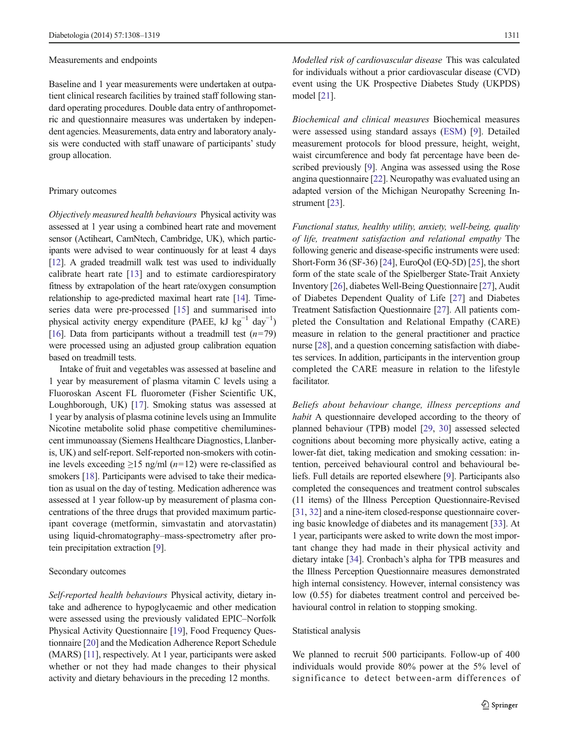### Measurements and endpoints

Baseline and 1 year measurements were undertaken at outpatient clinical research facilities by trained staff following standard operating procedures. Double data entry of anthropometric and questionnaire measures was undertaken by independent agencies. Measurements, data entry and laboratory analysis were conducted with staff unaware of participants' study group allocation.

### Primary outcomes

*Objectively measured health behaviours* Physical activity was assessed at 1 year using a combined heart rate and movement sensor (Actiheart, CamNtech, Cambridge, UK), which participants were advised to wear continuously for at least 4 days [12]. A graded treadmill walk test was used to individually calibrate heart rate [13] and to estimate cardiorespiratory fitness by extrapolation of the heart rate/oxygen consumption relationship to age-predicted maximal heart rate [14]. Time-series data were pre-processed [15] and summarised into physical activity energy expenditure (PAEE, kJ $kg^{-1}$ $day^{-1}$) [16]. Data from participants without a treadmill test ($n$=79) were processed using an adjusted group calibration equation based on treadmill tests.

Intake of fruit and vegetables was assessed at baseline and 1 year by measurement of plasma vitamin C levels using a Fluoroskan Ascent FL fluorometer (Fisher Scientific UK, Loughborough, UK) [17]. Smoking status was assessed at 1 year by analysis of plasma cotinine levels using an Immulite Nicotine metabolite solid phase competitive chemiluminescent immunoassay (Siemens Healthcare Diagnostics, Llanberis, UK) and self-report. Self-reported non-smokers with cotinine levels exceeding ≥15 ng/ml ($n$=12) were re-classified as smokers [18]. Participants were advised to take their medication as usual on the day of testing. Medication adherence was assessed at 1 year follow-up by measurement of plasma concentrations of the three drugs that provided maximum participant coverage (metformin, simvastatin and atorvastatin) using liquid-chromatography–mass-spectrometry after protein precipitation extraction [9].

### Secondary outcomes

*Self-reported health behaviours* Physical activity, dietary intake and adherence to hypoglycaemic and other medication were assessed using the previously validated EPIC–Norfolk Physical Activity Questionnaire [19], Food Frequency Questionnaire [20] and the Medication Adherence Report Schedule (MARS) [11], respectively. At 1 year, participants were asked whether or not they had made changes to their physical activity and dietary behaviours in the preceding 12 months.

*Modelled risk of cardiovascular disease* This was calculated for individuals without a prior cardiovascular disease (CVD) event using the UK Prospective Diabetes Study (UKPDS) model [21].

*Biochemical and clinical measures* Biochemical measures were assessed using standard assays (ESM) [9]. Detailed measurement protocols for blood pressure, height, weight, waist circumference and body fat percentage have been described previously [9]. Angina was assessed using the Rose angina questionnaire [22]. Neuropathy was evaluated using an adapted version of the Michigan Neuropathy Screening Instrument [23].

*Functional status, healthy utility, anxiety, well-being, quality of life, treatment satisfaction and relational empathy* The following generic and disease-specific instruments were used: Short-Form 36 (SF-36) [24], EuroQol (EQ-5D) [25], the short form of the state scale of the Spielberger State-Trait Anxiety Inventory [26], diabetes Well-Being Questionnaire [27], Audit of Diabetes Dependent Quality of Life [27] and Diabetes Treatment Satisfaction Questionnaire [27]. All patients completed the Consultation and Relational Empathy (CARE) measure in relation to the general practitioner and practice nurse [28], and a question concerning satisfaction with diabetes services. In addition, participants in the intervention group completed the CARE measure in relation to the lifestyle facilitator.

*Beliefs about behaviour change, illness perceptions and habit* A questionnaire developed according to the theory of planned behaviour (TPB) model [29, 30] assessed selected cognitions about becoming more physically active, eating a lower-fat diet, taking medication and smoking cessation: intention, perceived behavioural control and behavioural beliefs. Full details are reported elsewhere [9]. Participants also completed the consequences and treatment control subscales (11 items) of the Illness Perception Questionnaire-Revised [31, 32] and a nine-item closed-response questionnaire covering basic knowledge of diabetes and its management [33]. At 1 year, participants were asked to write down the most important change they had made in their physical activity and dietary intake [34]. Cronbach's alpha for TPB measures and the Illness Perception Questionnaire measures demonstrated high internal consistency. However, internal consistency was low (0.55) for diabetes treatment control and perceived behavioural control in relation to stopping smoking.

### Statistical analysis

We planned to recruit 500 participants. Follow-up of 400 individuals would provide 80% power at the 5% level of significance to detect between-arm differences of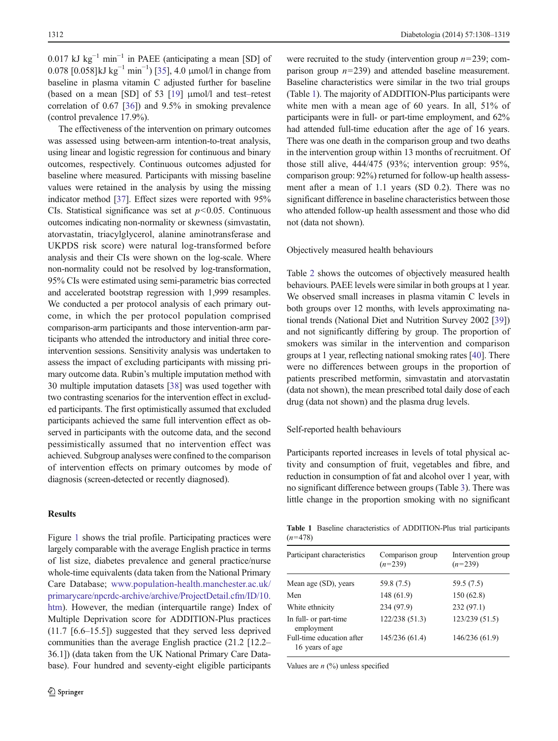0.017 kJ $kg^{-1}$ $min^{-1}$ in PAEE (anticipating a mean [SD] of 0.078 [0.058]kJ $kg^{-1}$ $min^{-1}$) [35], 4.0 μmol/l in change from baseline in plasma vitamin C adjusted further for baseline (based on a mean [SD] of 53 [19] μmol/l and test–retest correlation of 0.67 [36]) and 9.5% in smoking prevalence (control prevalence 17.9%).

The effectiveness of the intervention on primary outcomes was assessed using between-arm intention-to-treat analysis, using linear and logistic regression for continuous and binary outcomes, respectively. Continuous outcomes adjusted for baseline where measured. Participants with missing baseline values were retained in the analysis by using the missing indicator method [37]. Effect sizes were reported with 95% CIs. Statistical significance was set at $p<0.05$. Continuous outcomes indicating non-normality or skewness (simvastatin, atorvastatin, triacylglycerol, alanine aminotransferase and UKPDS risk score) were natural log-transformed before analysis and their CIs were shown on the log-scale. Where non-normality could not be resolved by log-transformation, 95% CIs were estimated using semi-parametric bias corrected and accelerated bootstrap regression with 1,999 resamples. We conducted a per protocol analysis of each primary outcome, in which the per protocol population comprised comparison-arm participants and those intervention-arm participants who attended the introductory and initial three core-intervention sessions. Sensitivity analysis was undertaken to assess the impact of excluding participants with missing primary outcome data. Rubin's multiple imputation method with 30 multiple imputation datasets [38] was used together with two contrasting scenarios for the intervention effect in excluded participants. The first optimistically assumed that excluded participants achieved the same full intervention effect as observed in participants with the outcome data, and the second pessimistically assumed that no intervention effect was achieved. Subgroup analyses were confined to the comparison of intervention effects on primary outcomes by mode of diagnosis (screen-detected or recently diagnosed).

## Results

Figure 1 shows the trial profile. Participating practices were largely comparable with the average English practice in terms of list size, diabetes prevalence and general practice/nurse whole-time equivalents (data taken from the National Primary Care Database; www.population-health.manchester.ac.uk/primarycare/npcrdc-archive/archive/ProjectDetail.cfm/ID/10.htm). However, the median (interquartile range) Index of Multiple Deprivation score for ADDITION-Plus practices (11.7 [6.6–15.5]) suggested that they served less deprived communities than the average English practice (21.2 [12.2–36.1]) (data taken from the UK National Primary Care Database). Four hundred and seventy-eight eligible participants were recruited to the study (intervention group $n$=239; comparison group $n$=239) and attended baseline measurement. Baseline characteristics were similar in the two trial groups (Table 1). The majority of ADDITION-Plus participants were white men with a mean age of 60 years. In all, 51% of participants were in full- or part-time employment, and 62% had attended full-time education after the age of 16 years. There was one death in the comparison group and two deaths in the intervention group within 13 months of recruitment. Of those still alive, 444/475 (93%; intervention group: 95%, comparison group: 92%) returned for follow-up health assessment after a mean of 1.1 years (SD 0.2). There was no significant difference in baseline characteristics between those who attended follow-up health assessment and those who did not (data not shown).

### Objectively measured health behaviours

Table 2 shows the outcomes of objectively measured health behaviours. PAEE levels were similar in both groups at 1 year. We observed small increases in plasma vitamin C levels in both groups over 12 months, with levels approximating national trends (National Diet and Nutrition Survey 2002 [39]) and not significantly differing by group. The proportion of smokers was similar in the intervention and comparison groups at 1 year, reflecting national smoking rates [40]. There were no differences between groups in the proportion of patients prescribed metformin, simvastatin and atorvastatin (data not shown), the mean prescribed total daily dose of each drug (data not shown) and the plasma drug levels.

### Self-reported health behaviours

Participants reported increases in levels of total physical activity and consumption of fruit, vegetables and fibre, and reduction in consumption of fat and alcohol over 1 year, with no significant difference between groups (Table 3). There was little change in the proportion smoking with no significant

**Table 1** Baseline characteristics of ADDITION-Plus trial participants ($n$=478)

| Participant characteristics | Comparison group ($n$=239) | Intervention group ($n$=239) |
|---|---|---|
| Mean age (SD), years | 59.8 (7.5) | 59.5 (7.5) |
| Men | 148 (61.9) | 150 (62.8) |
| White ethnicity | 234 (97.9) | 232 (97.1) |
| In full- or part-time employment | 122/238 (51.3) | 123/239 (51.5) |
| Full-time education after 16 years of age | 145/236 (61.4) | 146/236 (61.9) |

Values are $n$ (%) unless specified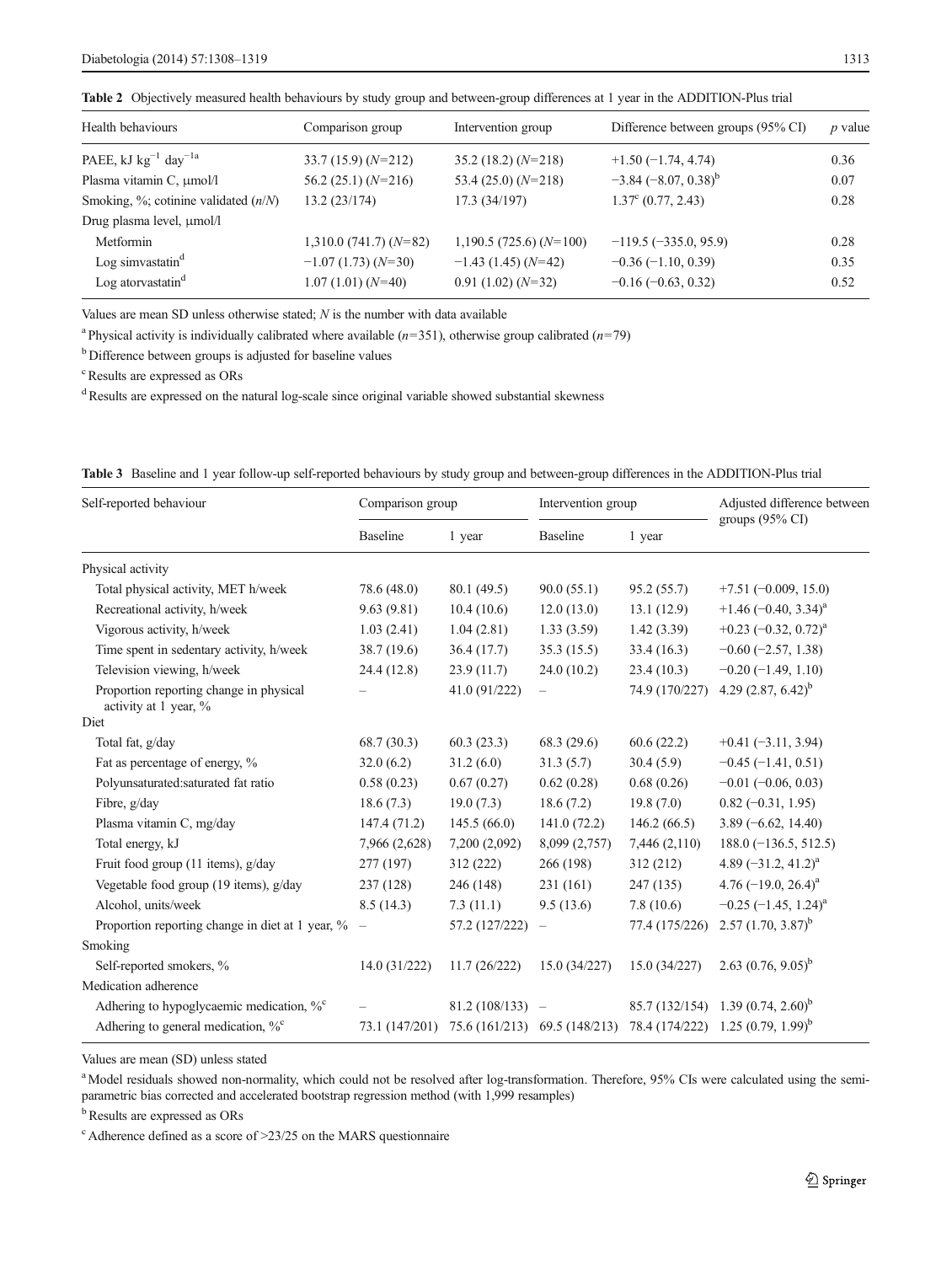**Table 2** Objectively measured health behaviours by study group and between-group differences at 1 year in the ADDITION-Plus trial

| Health behaviours | Comparison group | Intervention group | Difference between groups (95% CI) | *p* value |
|---|---|---|---|---|
| PAEE, kJ $kg^{-1}$ $day^{-1}$ [a] | 33.7 (15.9) (*N*=212) | 35.2 (18.2) (*N*=218) | +1.50 (−1.74, 4.74) | 0.36 |
| Plasma vitamin C, μmol/l | 56.2 (25.1) (*N*=216) | 53.4 (25.0) (*N*=218) | −3.84 (−8.07, 0.38)[b] | 0.07 |
| Smoking, %; cotinine validated (*n*/*N*) | 13.2 (23/174) | 17.3 (34/197) | 1.37[c] (0.77, 2.43) | 0.28 |
| Drug plasma level, μmol/l | | | | |
| Metformin | 1,310.0 (741.7) (*N*=82) | 1,190.5 (725.6) (*N*=100) | −119.5 (−335.0, 95.9) | 0.28 |
| Log simvastatin[d] | −1.07 (1.73) (*N*=30) | −1.43 (1.45) (*N*=42) | −0.36 (−1.10, 0.39) | 0.35 |
| Log atorvastatin[d] | 1.07 (1.01) (*N*=40) | 0.91 (1.02) (*N*=32) | −0.16 (−0.63, 0.32) | 0.52 |

Values are mean SD unless otherwise stated; *N* is the number with data available

[a] Physical activity is individually calibrated where available (*n*=351), otherwise group calibrated (*n*=79)

[b] Difference between groups is adjusted for baseline values

[c] Results are expressed as ORs

[d] Results are expressed on the natural log-scale since original variable showed substantial skewness

**Table 3** Baseline and 1 year follow-up self-reported behaviours by study group and between-group differences in the ADDITION-Plus trial

| Self-reported behaviour | Comparison group | | Intervention group | | Adjusted difference between groups (95% CI) |
|---|---|---|---|---|---|
| | Baseline | 1 year | Baseline | 1 year | |
| Physical activity | | | | | |
| Total physical activity, MET h/week | 78.6 (48.0) | 80.1 (49.5) | 90.0 (55.1) | 95.2 (55.7) | +7.51 (−0.009, 15.0) |
| Recreational activity, h/week | 9.63 (9.81) | 10.4 (10.6) | 12.0 (13.0) | 13.1 (12.9) | +1.46 (−0.40, 3.34)[a] |
| Vigorous activity, h/week | 1.03 (2.41) | 1.04 (2.81) | 1.33 (3.59) | 1.42 (3.39) | +0.23 (−0.32, 0.72)[a] |
| Time spent in sedentary activity, h/week | 38.7 (19.6) | 36.4 (17.7) | 35.3 (15.5) | 33.4 (16.3) | −0.60 (−2.57, 1.38) |
| Television viewing, h/week | 24.4 (12.8) | 23.9 (11.7) | 24.0 (10.2) | 23.4 (10.3) | −0.20 (−1.49, 1.10) |
| Proportion reporting change in physical activity at 1 year, % | – | 41.0 (91/222) | – | 74.9 (170/227) | 4.29 (2.87, 6.42)[b] |
| Diet | | | | | |
| Total fat, g/day | 68.7 (30.3) | 60.3 (23.3) | 68.3 (29.6) | 60.6 (22.2) | +0.41 (−3.11, 3.94) |
| Fat as percentage of energy, % | 32.0 (6.2) | 31.2 (6.0) | 31.3 (5.7) | 30.4 (5.9) | −0.45 (−1.41, 0.51) |
| Polyunsaturated:saturated fat ratio | 0.58 (0.23) | 0.67 (0.27) | 0.62 (0.28) | 0.68 (0.26) | −0.01 (−0.06, 0.03) |
| Fibre, g/day | 18.6 (7.3) | 19.0 (7.3) | 18.6 (7.2) | 19.8 (7.0) | 0.82 (−0.31, 1.95) |
| Plasma vitamin C, mg/day | 147.4 (71.2) | 145.5 (66.0) | 141.0 (72.2) | 146.2 (66.5) | 3.89 (−6.62, 14.40) |
| Total energy, kJ | 7,966 (2,628) | 7,200 (2,092) | 8,099 (2,757) | 7,446 (2,110) | 188.0 (−136.5, 512.5) |
| Fruit food group (11 items), g/day | 277 (197) | 312 (222) | 266 (198) | 312 (212) | 4.89 (−31.2, 41.2)[a] |
| Vegetable food group (19 items), g/day | 237 (128) | 246 (148) | 231 (161) | 247 (135) | 4.76 (−19.0, 26.4)[a] |
| Alcohol, units/week | 8.5 (14.3) | 7.3 (11.1) | 9.5 (13.6) | 7.8 (10.6) | −0.25 (−1.45, 1.24)[a] |
| Proportion reporting change in diet at 1 year, % | – | 57.2 (127/222) | – | 77.4 (175/226) | 2.57 (1.70, 3.87)[b] |
| Smoking | | | | | |
| Self-reported smokers, % | 14.0 (31/222) | 11.7 (26/222) | 15.0 (34/227) | 15.0 (34/227) | 2.63 (0.76, 9.05)[b] |
| Medication adherence | | | | | |
| Adhering to hypoglycaemic medication, %[c] | – | 81.2 (108/133) | – | 85.7 (132/154) | 1.39 (0.74, 2.60)[b] |
| Adhering to general medication, %[c] | 73.1 (147/201) | 75.6 (161/213) | 69.5 (148/213) | 78.4 (174/222) | 1.25 (0.79, 1.99)[b] |

Values are mean (SD) unless stated

[a] Model residuals showed non-normality, which could not be resolved after log-transformation. Therefore, 95% CIs were calculated using the semi-parametric bias corrected and accelerated bootstrap regression method (with 1,999 resamples)

[b] Results are expressed as ORs

[c] Adherence defined as a score of >23/25 on the MARS questionnaire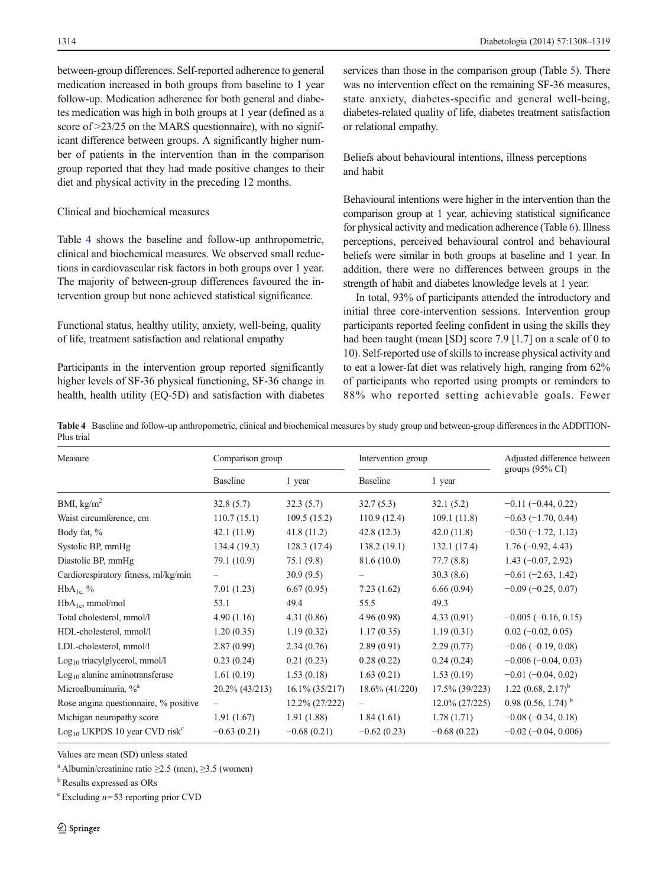between-group differences. Self-reported adherence to general medication increased in both groups from baseline to 1 year follow-up. Medication adherence for both general and diabetes medication was high in both groups at 1 year (defined as a score of >23/25 on the MARS questionnaire), with no significant difference between groups. A significantly higher number of patients in the intervention than in the comparison group reported that they had made positive changes to their diet and physical activity in the preceding 12 months.

### Clinical and biochemical measures

Table 4 shows the baseline and follow-up anthropometric, clinical and biochemical measures. We observed small reductions in cardiovascular risk factors in both groups over 1 year. The majority of between-group differences favoured the intervention group but none achieved statistical significance.

### Functional status, healthy utility, anxiety, well-being, quality of life, treatment satisfaction and relational empathy

Participants in the intervention group reported significantly higher levels of SF-36 physical functioning, SF-36 change in health, health utility (EQ-5D) and satisfaction with diabetes services than those in the comparison group (Table 5). There was no intervention effect on the remaining SF-36 measures, state anxiety, diabetes-specific and general well-being, diabetes-related quality of life, diabetes treatment satisfaction or relational empathy.

### Beliefs about behavioural intentions, illness perceptions and habit

Behavioural intentions were higher in the intervention than the comparison group at 1 year, achieving statistical significance for physical activity and medication adherence (Table 6). Illness perceptions, perceived behavioural control and behavioural beliefs were similar in both groups at baseline and 1 year. In addition, there were no differences between groups in the strength of habit and diabetes knowledge levels at 1 year.

In total, 93% of participants attended the introductory and initial three core-intervention sessions. Intervention group participants reported feeling confident in using the skills they had been taught (mean [SD] score 7.9 [1.7] on a scale of 0 to 10). Self-reported use of skills to increase physical activity and to eat a lower-fat diet was relatively high, ranging from 62% of participants who reported using prompts or reminders to 88% who reported setting achievable goals. Fewer

**Table 4** Baseline and follow-up anthropometric, clinical and biochemical measures by study group and between-group differences in the ADDITION-Plus trial

| Measure | Comparison group | | Intervention group | | Adjusted difference between groups (95% CI) |
|---|---|---|---|---|---|
| | Baseline | 1 year | Baseline | 1 year | |
| BMI, kg/m$^2$ | 32.8 (5.7) | 32.3 (5.7) | 32.7 (5.3) | 32.1 (5.2) | −0.11 (−0.44, 0.22) |
| Waist circumference, cm | 110.7 (15.1) | 109.5 (15.2) | 110.9 (12.4) | 109.1 (11.8) | −0.63 (−1.70, 0.44) |
| Body fat, % | 42.1 (11.9) | 41.8 (11.2) | 42.8 (12.3) | 42.0 (11.8) | −0.30 (−1.72, 1.12) |
| Systolic BP, mmHg | 134.4 (19.3) | 128.3 (17.4) | 138.2 (19.1) | 132.1 (17.4) | 1.76 (−0.92, 4.43) |
| Diastolic BP, mmHg | 79.1 (10.9) | 75.1 (9.8) | 81.6 (10.0) | 77.7 (8.8) | 1.43 (−0.07, 2.92) |
| Cardiorespiratory fitness, ml/kg/min | – | 30.9 (9.5) | – | 30.3 (8.6) | −0.61 (−2.63, 1.42) |
| $HbA_{1c}$, % | 7.01 (1.23) | 6.67 (0.95) | 7.23 (1.62) | 6.66 (0.94) | −0.09 (−0.25, 0.07) |
| $HbA_{1c}$, mmol/mol | 53.1 | 49.4 | 55.5 | 49.3 | |
| Total cholesterol, mmol/l | 4.90 (1.16) | 4.31 (0.86) | 4.96 (0.98) | 4.33 (0.91) | −0.005 (−0.16, 0.15) |
| HDL-cholesterol, mmol/l | 1.20 (0.35) | 1.19 (0.32) | 1.17 (0.35) | 1.19 (0.31) | 0.02 (−0.02, 0.05) |
| LDL-cholesterol, mmol/l | 2.87 (0.99) | 2.34 (0.76) | 2.89 (0.91) | 2.29 (0.77) | −0.06 (−0.19, 0.08) |
| $Log_{10}$ triacylglycerol, mmol/l | 0.23 (0.24) | 0.21 (0.23) | 0.28 (0.22) | 0.24 (0.24) | −0.006 (−0.04, 0.03) |
| $Log_{10}$ alanine aminotransferase | 1.61 (0.19) | 1.53 (0.18) | 1.63 (0.21) | 1.53 (0.19) | −0.01 (−0.04, 0.02) |
| Microalbuminuria, %[a] | 20.2% (43/213) | 16.1% (35/217) | 18.6% (41/220) | 17.5% (39/223) | 1.22 (0.68, 2.17)[b] |
| Rose angina questionnaire, % positive | – | 12.2% (27/222) | – | 12.0% (27/225) | 0.98 (0.56, 1.74)[b] |
| Michigan neuropathy score | 1.91 (1.67) | 1.91 (1.88) | 1.84 (1.61) | 1.78 (1.71) | −0.08 (−0.34, 0.18) |
| $Log_{10}$ UKPDS 10 year CVD risk[c] | −0.63 (0.21) | −0.68 (0.21) | −0.62 (0.23) | −0.68 (0.22) | −0.02 (−0.04, 0.006) |

Values are mean (SD) unless stated

[a] Albumin/creatinine ratio ≥2.5 (men), ≥3.5 (women)

[b] Results expressed as ORs

[c] Excluding $n$=53 reporting prior CVD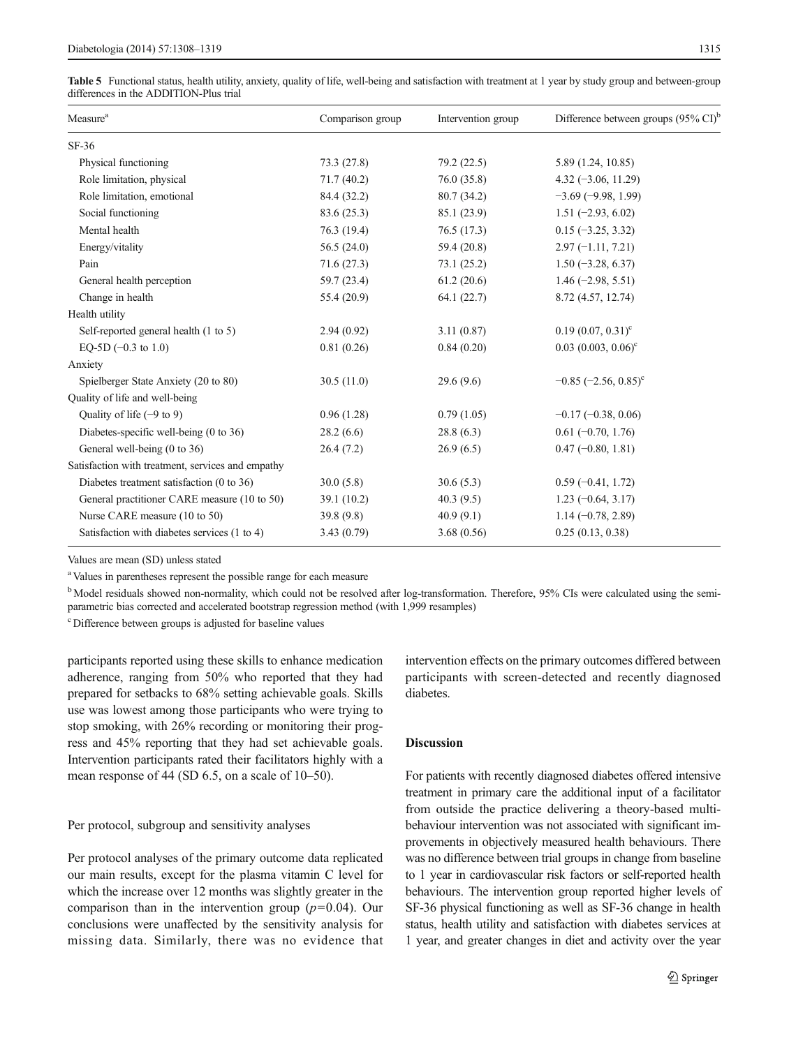**Table 5** Functional status, health utility, anxiety, quality of life, well-being and satisfaction with treatment at 1 year by study group and between-group differences in the ADDITION-Plus trial

| Measure[a] | Comparison group | Intervention group | Difference between groups (95% CI)[b] |
|---|---|---|---|
| SF-36 | | | |
| Physical functioning | 73.3 (27.8) | 79.2 (22.5) | 5.89 (1.24, 10.85) |
| Role limitation, physical | 71.7 (40.2) | 76.0 (35.8) | 4.32 (−3.06, 11.29) |
| Role limitation, emotional | 84.4 (32.2) | 80.7 (34.2) | −3.69 (−9.98, 1.99) |
| Social functioning | 83.6 (25.3) | 85.1 (23.9) | 1.51 (−2.93, 6.02) |
| Mental health | 76.3 (19.4) | 76.5 (17.3) | 0.15 (−3.25, 3.32) |
| Energy/vitality | 56.5 (24.0) | 59.4 (20.8) | 2.97 (−1.11, 7.21) |
| Pain | 71.6 (27.3) | 73.1 (25.2) | 1.50 (−3.28, 6.37) |
| General health perception | 59.7 (23.4) | 61.2 (20.6) | 1.46 (−2.98, 5.51) |
| Change in health | 55.4 (20.9) | 64.1 (22.7) | 8.72 (4.57, 12.74) |
| Health utility | | | |
| Self-reported general health (1 to 5) | 2.94 (0.92) | 3.11 (0.87) | 0.19 (0.07, 0.31)[c] |
| EQ-5D (−0.3 to 1.0) | 0.81 (0.26) | 0.84 (0.20) | 0.03 (0.003, 0.06)[c] |
| Anxiety | | | |
| Spielberger State Anxiety (20 to 80) | 30.5 (11.0) | 29.6 (9.6) | −0.85 (−2.56, 0.85)[c] |
| Quality of life and well-being | | | |
| Quality of life (−9 to 9) | 0.96 (1.28) | 0.79 (1.05) | −0.17 (−0.38, 0.06) |
| Diabetes-specific well-being (0 to 36) | 28.2 (6.6) | 28.8 (6.3) | 0.61 (−0.70, 1.76) |
| General well-being (0 to 36) | 26.4 (7.2) | 26.9 (6.5) | 0.47 (−0.80, 1.81) |
| Satisfaction with treatment, services and empathy | | | |
| Diabetes treatment satisfaction (0 to 36) | 30.0 (5.8) | 30.6 (5.3) | 0.59 (−0.41, 1.72) |
| General practitioner CARE measure (10 to 50) | 39.1 (10.2) | 40.3 (9.5) | 1.23 (−0.64, 3.17) |
| Nurse CARE measure (10 to 50) | 39.8 (9.8) | 40.9 (9.1) | 1.14 (−0.78, 2.89) |
| Satisfaction with diabetes services (1 to 4) | 3.43 (0.79) | 3.68 (0.56) | 0.25 (0.13, 0.38) |

Values are mean (SD) unless stated

[a] Values in parentheses represent the possible range for each measure

[b] Model residuals showed non-normality, which could not be resolved after log-transformation. Therefore, 95% CIs were calculated using the semi-parametric bias corrected and accelerated bootstrap regression method (with 1,999 resamples)

[c] Difference between groups is adjusted for baseline values

participants reported using these skills to enhance medication adherence, ranging from 50% who reported that they had prepared for setbacks to 68% setting achievable goals. Skills use was lowest among those participants who were trying to stop smoking, with 26% recording or monitoring their progress and 45% reporting that they had set achievable goals. Intervention participants rated their facilitators highly with a mean response of 44 (SD 6.5, on a scale of 10–50).

### Per protocol, subgroup and sensitivity analyses

Per protocol analyses of the primary outcome data replicated our main results, except for the plasma vitamin C level for which the increase over 12 months was slightly greater in the comparison than in the intervention group ($p$=0.04). Our conclusions were unaffected by the sensitivity analysis for missing data. Similarly, there was no evidence that intervention effects on the primary outcomes differed between participants with screen-detected and recently diagnosed diabetes.

## Discussion

For patients with recently diagnosed diabetes offered intensive treatment in primary care the additional input of a facilitator from outside the practice delivering a theory-based multi-behaviour intervention was not associated with significant improvements in objectively measured health behaviours. There was no difference between trial groups in change from baseline to 1 year in cardiovascular risk factors or self-reported health behaviours. The intervention group reported higher levels of SF-36 physical functioning as well as SF-36 change in health status, health utility and satisfaction with diabetes services at 1 year, and greater changes in diet and activity over the year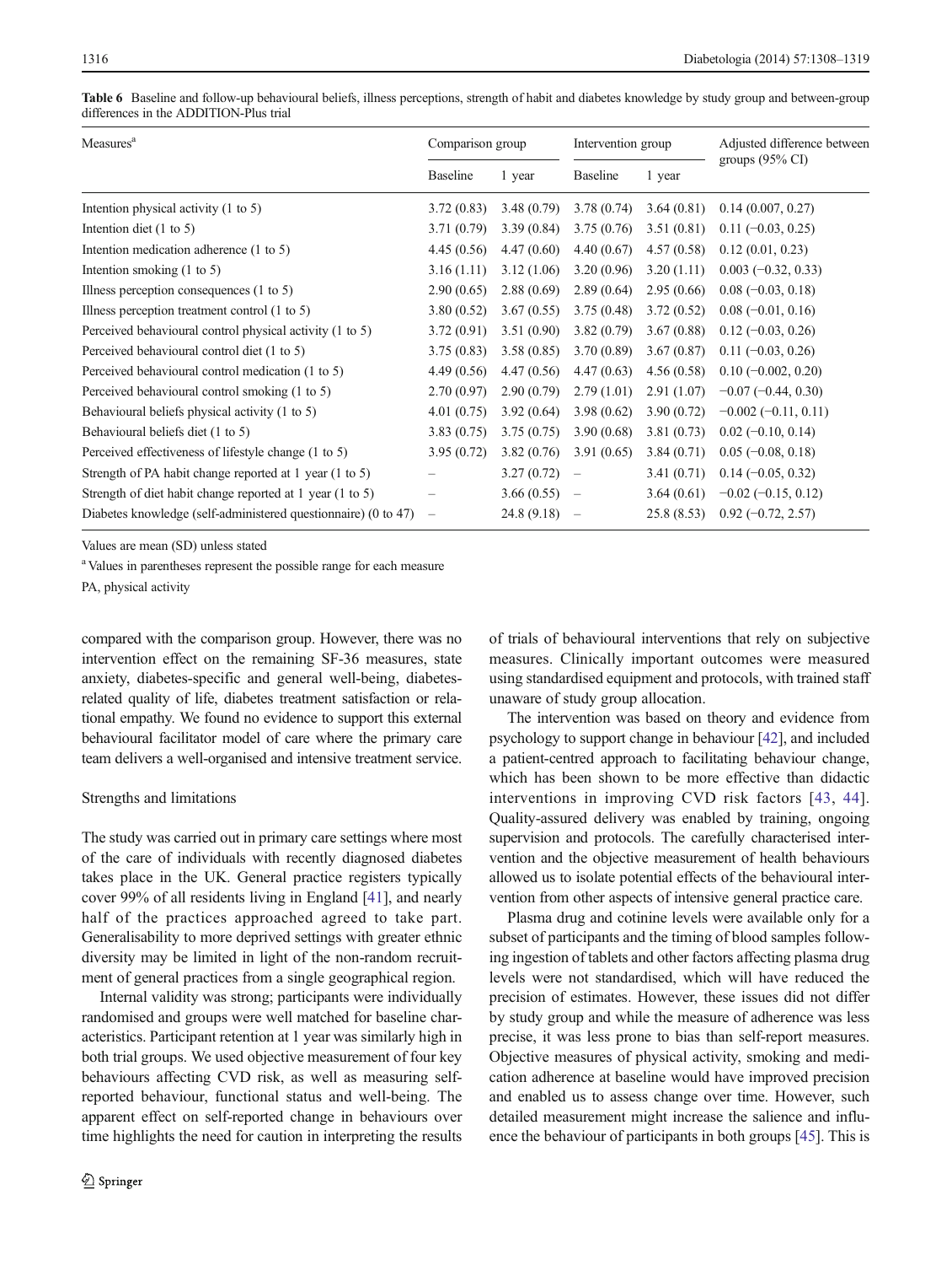**Table 6** Baseline and follow-up behavioural beliefs, illness perceptions, strength of habit and diabetes knowledge by study group and between-group differences in the ADDITION-Plus trial

| Measures[a] | Comparison group | | Intervention group | | Adjusted difference between groups (95% CI) |
|---|---|---|---|---|---|
| | Baseline | 1 year | Baseline | 1 year | |
| Intention physical activity (1 to 5) | 3.72 (0.83) | 3.48 (0.79) | 3.78 (0.74) | 3.64 (0.81) | 0.14 (0.007, 0.27) |
| Intention diet (1 to 5) | 3.71 (0.79) | 3.39 (0.84) | 3.75 (0.76) | 3.51 (0.81) | 0.11 (−0.03, 0.25) |
| Intention medication adherence (1 to 5) | 4.45 (0.56) | 4.47 (0.60) | 4.40 (0.67) | 4.57 (0.58) | 0.12 (0.01, 0.23) |
| Intention smoking (1 to 5) | 3.16 (1.11) | 3.12 (1.06) | 3.20 (0.96) | 3.20 (1.11) | 0.003 (−0.32, 0.33) |
| Illness perception consequences (1 to 5) | 2.90 (0.65) | 2.88 (0.69) | 2.89 (0.64) | 2.95 (0.66) | 0.08 (−0.03, 0.18) |
| Illness perception treatment control (1 to 5) | 3.80 (0.52) | 3.67 (0.55) | 3.75 (0.48) | 3.72 (0.52) | 0.08 (−0.01, 0.16) |
| Perceived behavioural control physical activity (1 to 5) | 3.72 (0.91) | 3.51 (0.90) | 3.82 (0.79) | 3.67 (0.88) | 0.12 (−0.03, 0.26) |
| Perceived behavioural control diet (1 to 5) | 3.75 (0.83) | 3.58 (0.85) | 3.70 (0.89) | 3.67 (0.87) | 0.11 (−0.03, 0.26) |
| Perceived behavioural control medication (1 to 5) | 4.49 (0.56) | 4.47 (0.56) | 4.47 (0.63) | 4.56 (0.58) | 0.10 (−0.002, 0.20) |
| Perceived behavioural control smoking (1 to 5) | 2.70 (0.97) | 2.90 (0.79) | 2.79 (1.01) | 2.91 (1.07) | −0.07 (−0.44, 0.30) |
| Behavioural beliefs physical activity (1 to 5) | 4.01 (0.75) | 3.92 (0.64) | 3.98 (0.62) | 3.90 (0.72) | −0.002 (−0.11, 0.11) |
| Behavioural beliefs diet (1 to 5) | 3.83 (0.75) | 3.75 (0.75) | 3.90 (0.68) | 3.81 (0.73) | 0.02 (−0.10, 0.14) |
| Perceived effectiveness of lifestyle change (1 to 5) | 3.95 (0.72) | 3.82 (0.76) | 3.91 (0.65) | 3.84 (0.71) | 0.05 (−0.08, 0.18) |
| Strength of PA habit change reported at 1 year (1 to 5) | – | 3.27 (0.72) | – | 3.41 (0.71) | 0.14 (−0.05, 0.32) |
| Strength of diet habit change reported at 1 year (1 to 5) | – | 3.66 (0.55) | – | 3.64 (0.61) | −0.02 (−0.15, 0.12) |
| Diabetes knowledge (self-administered questionnaire) (0 to 47) | – | 24.8 (9.18) | – | 25.8 (8.53) | 0.92 (−0.72, 2.57) |

Values are mean (SD) unless stated

[a] Values in parentheses represent the possible range for each measure

PA, physical activity

compared with the comparison group. However, there was no intervention effect on the remaining SF-36 measures, state anxiety, diabetes-specific and general well-being, diabetes-related quality of life, diabetes treatment satisfaction or relational empathy. We found no evidence to support this external behavioural facilitator model of care where the primary care team delivers a well-organised and intensive treatment service.

## Strengths and limitations

The study was carried out in primary care settings where most of the care of individuals with recently diagnosed diabetes takes place in the UK. General practice registers typically cover 99% of all residents living in England [41], and nearly half of the practices approached agreed to take part. Generalisability to more deprived settings with greater ethnic diversity may be limited in light of the non-random recruitment of general practices from a single geographical region.

Internal validity was strong; participants were individually randomised and groups were well matched for baseline characteristics. Participant retention at 1 year was similarly high in both trial groups. We used objective measurement of four key behaviours affecting CVD risk, as well as measuring self-reported behaviour, functional status and well-being. The apparent effect on self-reported change in behaviours over time highlights the need for caution in interpreting the results of trials of behavioural interventions that rely on subjective measures. Clinically important outcomes were measured using standardised equipment and protocols, with trained staff unaware of study group allocation.

The intervention was based on theory and evidence from psychology to support change in behaviour [42], and included a patient-centred approach to facilitating behaviour change, which has been shown to be more effective than didactic interventions in improving CVD risk factors [43, 44]. Quality-assured delivery was enabled by training, ongoing supervision and protocols. The carefully characterised intervention and the objective measurement of health behaviours allowed us to isolate potential effects of the behavioural intervention from other aspects of intensive general practice care.

Plasma drug and cotinine levels were available only for a subset of participants and the timing of blood samples following ingestion of tablets and other factors affecting plasma drug levels were not standardised, which will have reduced the precision of estimates. However, these issues did not differ by study group and while the measure of adherence was less precise, it was less prone to bias than self-report measures. Objective measures of physical activity, smoking and medication adherence at baseline would have improved precision and enabled us to assess change over time. However, such detailed measurement might increase the salience and influence the behaviour of participants in both groups [45]. This is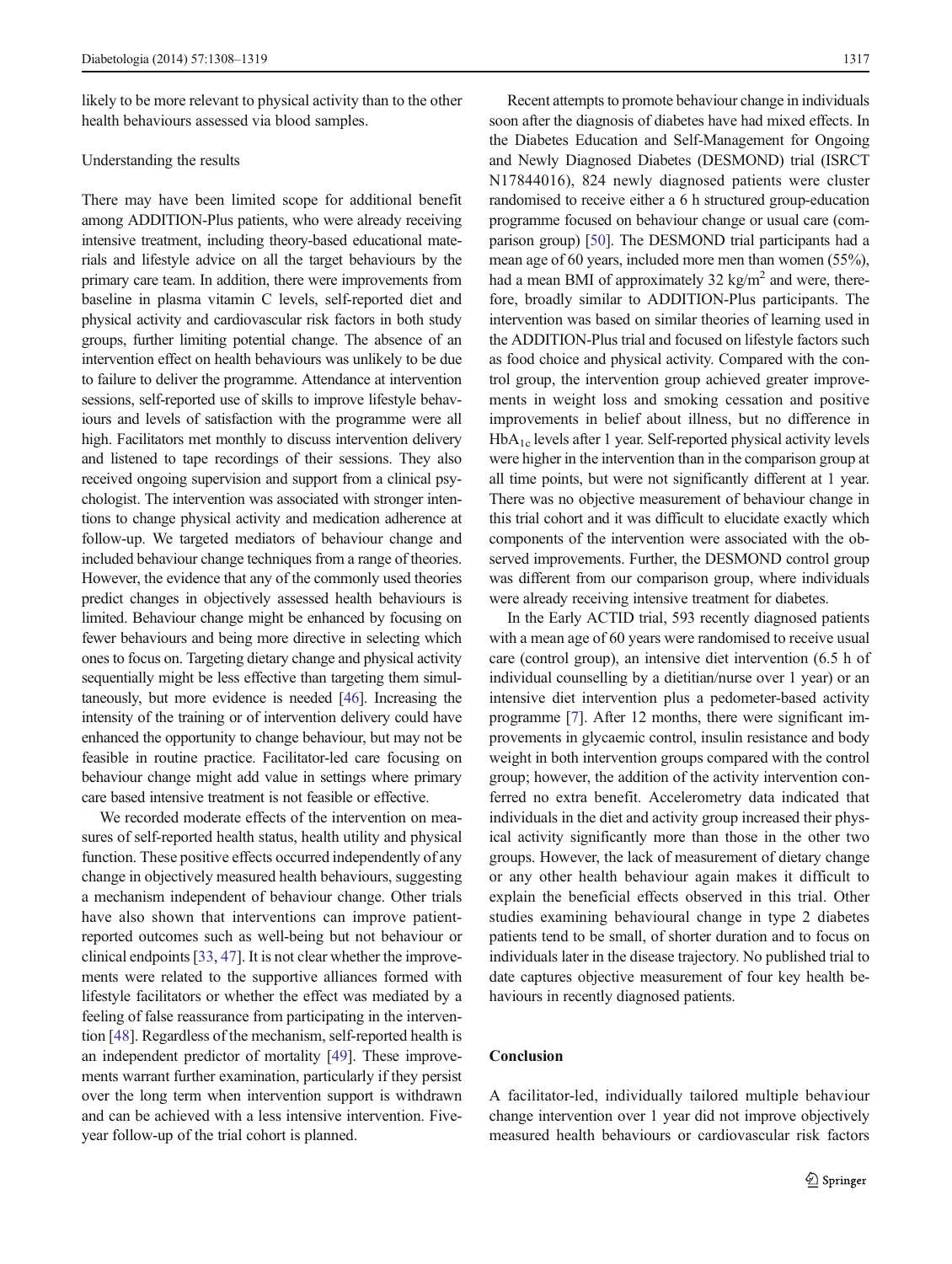likely to be more relevant to physical activity than to the other health behaviours assessed via blood samples.

Understanding the results

There may have been limited scope for additional benefit among ADDITION-Plus patients, who were already receiving intensive treatment, including theory-based educational materials and lifestyle advice on all the target behaviours by the primary care team. In addition, there were improvements from baseline in plasma vitamin C levels, self-reported diet and physical activity and cardiovascular risk factors in both study groups, further limiting potential change. The absence of an intervention effect on health behaviours was unlikely to be due to failure to deliver the programme. Attendance at intervention sessions, self-reported use of skills to improve lifestyle behaviours and levels of satisfaction with the programme were all high. Facilitators met monthly to discuss intervention delivery and listened to tape recordings of their sessions. They also received ongoing supervision and support from a clinical psychologist. The intervention was associated with stronger intentions to change physical activity and medication adherence at follow-up. We targeted mediators of behaviour change and included behaviour change techniques from a range of theories. However, the evidence that any of the commonly used theories predict changes in objectively assessed health behaviours is limited. Behaviour change might be enhanced by focusing on fewer behaviours and being more directive in selecting which ones to focus on. Targeting dietary change and physical activity sequentially might be less effective than targeting them simultaneously, but more evidence is needed [46]. Increasing the intensity of the training or of intervention delivery could have enhanced the opportunity to change behaviour, but may not be feasible in routine practice. Facilitator-led care focusing on behaviour change might add value in settings where primary care based intensive treatment is not feasible or effective.

We recorded moderate effects of the intervention on measures of self-reported health status, health utility and physical function. These positive effects occurred independently of any change in objectively measured health behaviours, suggesting a mechanism independent of behaviour change. Other trials have also shown that interventions can improve patient-reported outcomes such as well-being but not behaviour or clinical endpoints [33, 47]. It is not clear whether the improvements were related to the supportive alliances formed with lifestyle facilitators or whether the effect was mediated by a feeling of false reassurance from participating in the intervention [48]. Regardless of the mechanism, self-reported health is an independent predictor of mortality [49]. These improvements warrant further examination, particularly if they persist over the long term when intervention support is withdrawn and can be achieved with a less intensive intervention. Five-year follow-up of the trial cohort is planned.

Recent attempts to promote behaviour change in individuals soon after the diagnosis of diabetes have had mixed effects. In the Diabetes Education and Self-Management for Ongoing and Newly Diagnosed Diabetes (DESMOND) trial (ISRCTN17844016), 824 newly diagnosed patients were cluster randomised to receive either a 6 h structured group-education programme focused on behaviour change or usual care (comparison group) [50]. The DESMOND trial participants had a mean age of 60 years, included more men than women (55%), had a mean BMI of approximately 32 kg/m$^2$ and were, therefore, broadly similar to ADDITION-Plus participants. The intervention was based on similar theories of learning used in the ADDITION-Plus trial and focused on lifestyle factors such as food choice and physical activity. Compared with the control group, the intervention group achieved greater improvements in weight loss and smoking cessation and positive improvements in belief about illness, but no difference in $HbA_{1c}$ levels after 1 year. Self-reported physical activity levels were higher in the intervention than in the comparison group at all time points, but were not significantly different at 1 year. There was no objective measurement of behaviour change in this trial cohort and it was difficult to elucidate exactly which components of the intervention were associated with the observed improvements. Further, the DESMOND control group was different from our comparison group, where individuals were already receiving intensive treatment for diabetes.

In the Early ACTID trial, 593 recently diagnosed patients with a mean age of 60 years were randomised to receive usual care (control group), an intensive diet intervention (6.5 h of individual counselling by a dietitian/nurse over 1 year) or an intensive diet intervention plus a pedometer-based activity programme [7]. After 12 months, there were significant improvements in glycaemic control, insulin resistance and body weight in both intervention groups compared with the control group; however, the addition of the activity intervention conferred no extra benefit. Accelerometry data indicated that individuals in the diet and activity group increased their physical activity significantly more than those in the other two groups. However, the lack of measurement of dietary change or any other health behaviour again makes it difficult to explain the beneficial effects observed in this trial. Other studies examining behavioural change in type 2 diabetes patients tend to be small, of shorter duration and to focus on individuals later in the disease trajectory. No published trial to date captures objective measurement of four key health behaviours in recently diagnosed patients.

## Conclusion

A facilitator-led, individually tailored multiple behaviour change intervention over 1 year did not improve objectively measured health behaviours or cardiovascular risk factors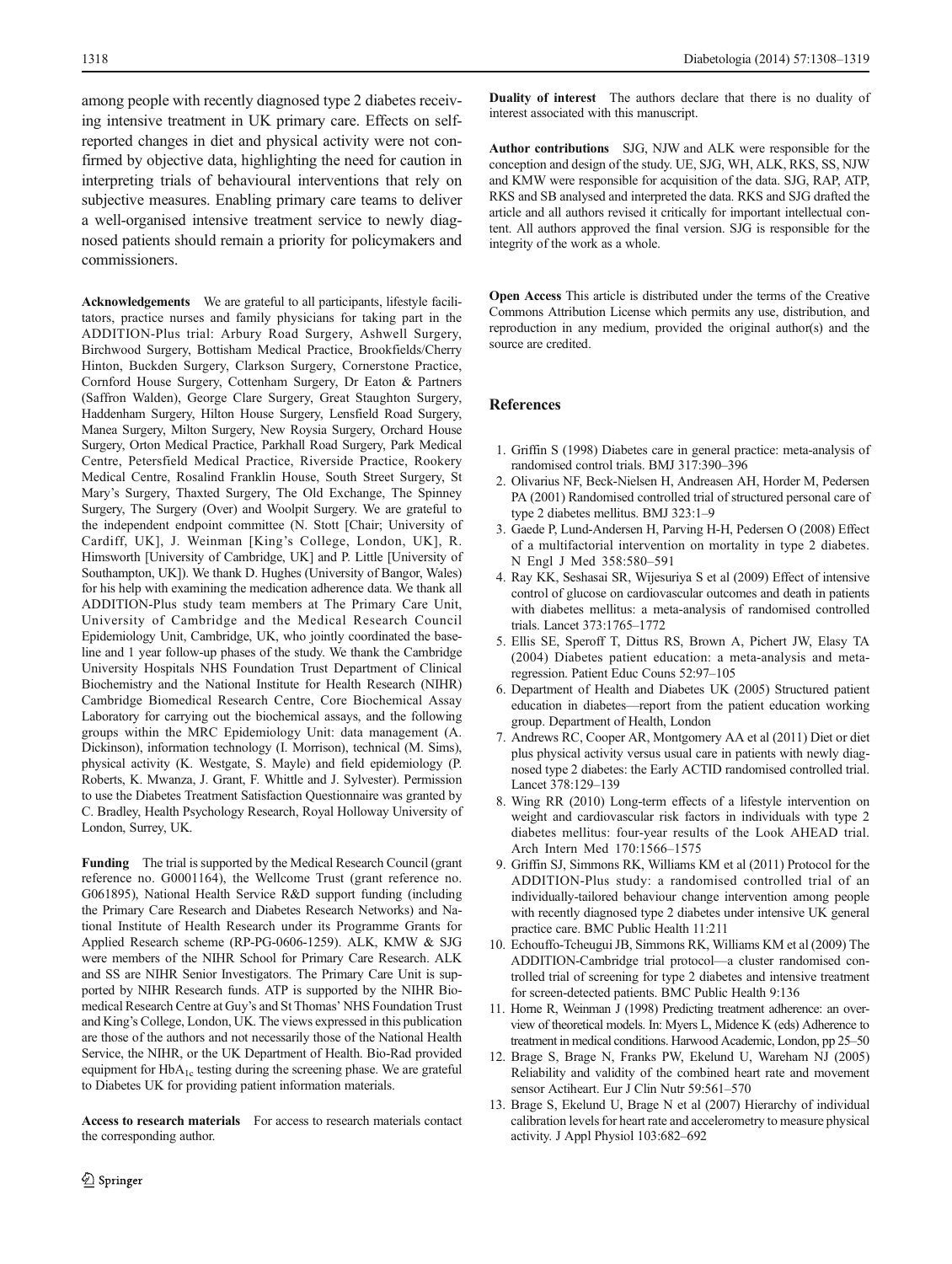among people with recently diagnosed type 2 diabetes receiving intensive treatment in UK primary care. Effects on self-reported changes in diet and physical activity were not confirmed by objective data, highlighting the need for caution in interpreting trials of behavioural interventions that rely on subjective measures. Enabling primary care teams to deliver a well-organised intensive treatment service to newly diagnosed patients should remain a priority for policymakers and commissioners.

**Acknowledgements** We are grateful to all participants, lifestyle facilitators, practice nurses and family physicians for taking part in the ADDITION-Plus trial: Arbury Road Surgery, Ashwell Surgery, Birchwood Surgery, Bottisham Medical Practice, Brookfields/Cherry Hinton, Buckden Surgery, Clarkson Surgery, Cornerstone Practice, Cornford House Surgery, Cottenham Surgery, Dr Eaton & Partners (Saffron Walden), George Clare Surgery, Great Staughton Surgery, Haddenham Surgery, Hilton House Surgery, Lensfield Road Surgery, Manea Surgery, Milton Surgery, New Roysia Surgery, Orchard House Surgery, Orton Medical Practice, Parkhall Road Surgery, Park Medical Centre, Petersfield Medical Practice, Riverside Practice, Rookery Medical Centre, Rosalind Franklin House, South Street Surgery, St Mary's Surgery, Thaxted Surgery, The Old Exchange, The Spinney Surgery, The Surgery (Over) and Woolpit Surgery. We are grateful to the independent endpoint committee (N. Stott [Chair; University of Cardiff, UK], J. Weinman [King's College, London, UK], R. Himsworth [University of Cambridge, UK] and P. Little [University of Southampton, UK]). We thank D. Hughes (University of Bangor, Wales) for his help with examining the medication adherence data. We thank all ADDITION-Plus study team members at The Primary Care Unit, University of Cambridge and the Medical Research Council Epidemiology Unit, Cambridge, UK, who jointly coordinated the baseline and 1 year follow-up phases of the study. We thank the Cambridge University Hospitals NHS Foundation Trust Department of Clinical Biochemistry and the National Institute for Health Research (NIHR) Cambridge Biomedical Research Centre, Core Biochemical Assay Laboratory for carrying out the biochemical assays, and the following groups within the MRC Epidemiology Unit: data management (A. Dickinson), information technology (I. Morrison), technical (M. Sims), physical activity (K. Westgate, S. Mayle) and field epidemiology (P. Roberts, K. Mwanza, J. Grant, F. Whittle and J. Sylvester). Permission to use the Diabetes Treatment Satisfaction Questionnaire was granted by C. Bradley, Health Psychology Research, Royal Holloway University of London, Surrey, UK.

**Funding** The trial is supported by the Medical Research Council (grant reference no. G0001164), the Wellcome Trust (grant reference no. G061895), National Health Service R&D support funding (including the Primary Care Research and Diabetes Research Networks) and National Institute of Health Research under its Programme Grants for Applied Research scheme (RP-PG-0606-1259). ALK, KMW & SJG were members of the NIHR School for Primary Care Research. ALK and SS are NIHR Senior Investigators. The Primary Care Unit is supported by NIHR Research funds. ATP is supported by the NIHR Biomedical Research Centre at Guy's and St Thomas' NHS Foundation Trust and King's College, London, UK. The views expressed in this publication are those of the authors and not necessarily those of the National Health Service, the NIHR, or the UK Department of Health. Bio-Rad provided equipment for $HbA_{1c}$ testing during the screening phase. We are grateful to Diabetes UK for providing patient information materials.

**Access to research materials** For access to research materials contact the corresponding author.

**Duality of interest** The authors declare that there is no duality of interest associated with this manuscript.

**Author contributions** SJG, NJW and ALK were responsible for the conception and design of the study. UE, SJG, WH, ALK, RKS, SS, NJW and KMW were responsible for acquisition of the data. SJG, RAP, ATP, RKS and SB analysed and interpreted the data. RKS and SJG drafted the article and all authors revised it critically for important intellectual content. All authors approved the final version. SJG is responsible for the integrity of the work as a whole.

**Open Access** This article is distributed under the terms of the Creative Commons Attribution License which permits any use, distribution, and reproduction in any medium, provided the original author(s) and the source are credited.

## References

1. Griffin S (1998) Diabetes care in general practice: meta-analysis of randomised control trials. BMJ 317:390–396
2. Olivarius NF, Beck-Nielsen H, Andreasen AH, Horder M, Pedersen PA (2001) Randomised controlled trial of structured personal care of type 2 diabetes mellitus. BMJ 323:1–9
3. Gaede P, Lund-Andersen H, Parving H-H, Pedersen O (2008) Effect of a multifactorial intervention on mortality in type 2 diabetes. N Engl J Med 358:580–591
4. Ray KK, Seshasai SR, Wijesuriya S et al (2009) Effect of intensive control of glucose on cardiovascular outcomes and death in patients with diabetes mellitus: a meta-analysis of randomised controlled trials. Lancet 373:1765–1772
5. Ellis SE, Speroff T, Dittus RS, Brown A, Pichert JW, Elasy TA (2004) Diabetes patient education: a meta-analysis and meta-regression. Patient Educ Couns 52:97–105
6. Department of Health and Diabetes UK (2005) Structured patient education in diabetes—report from the patient education working group. Department of Health, London
7. Andrews RC, Cooper AR, Montgomery AA et al (2011) Diet or diet plus physical activity versus usual care in patients with newly diagnosed type 2 diabetes: the Early ACTID randomised controlled trial. Lancet 378:129–139
8. Wing RR (2010) Long-term effects of a lifestyle intervention on weight and cardiovascular risk factors in individuals with type 2 diabetes mellitus: four-year results of the Look AHEAD trial. Arch Intern Med 170:1566–1575
9. Griffin SJ, Simmons RK, Williams KM et al (2011) Protocol for the ADDITION-Plus study: a randomised controlled trial of an individually-tailored behaviour change intervention among people with recently diagnosed type 2 diabetes under intensive UK general practice care. BMC Public Health 11:211
10. Echouffo-Tcheugui JB, Simmons RK, Williams KM et al (2009) The ADDITION-Cambridge trial protocol—a cluster randomised controlled trial of screening for type 2 diabetes and intensive treatment for screen-detected patients. BMC Public Health 9:136
11. Horne R, Weinman J (1998) Predicting treatment adherence: an overview of theoretical models. In: Myers L, Midence K (eds) Adherence to treatment in medical conditions. Harwood Academic, London, pp 25–50
12. Brage S, Brage N, Franks PW, Ekelund U, Wareham NJ (2005) Reliability and validity of the combined heart rate and movement sensor Actiheart. Eur J Clin Nutr 59:561–570
13. Brage S, Ekelund U, Brage N et al (2007) Hierarchy of individual calibration levels for heart rate and accelerometry to measure physical activity. J Appl Physiol 103:682–692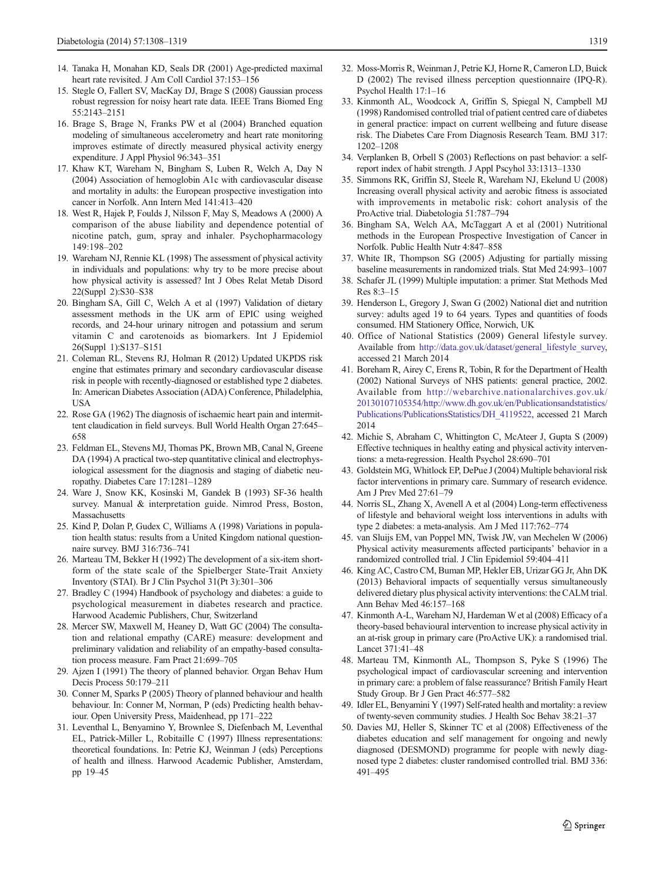14. Tanaka H, Monahan KD, Seals DR (2001) Age-predicted maximal heart rate revisited. J Am Coll Cardiol 37:153–156
15. Stegle O, Fallert SV, MacKay DJ, Brage S (2008) Gaussian process robust regression for noisy heart rate data. IEEE Trans Biomed Eng 55:2143–2151
16. Brage S, Brage N, Franks PW et al (2004) Branched equation modeling of simultaneous accelerometry and heart rate monitoring improves estimate of directly measured physical activity energy expenditure. J Appl Physiol 96:343–351
17. Khaw KT, Wareham N, Bingham S, Luben R, Welch A, Day N (2004) Association of hemoglobin A1c with cardiovascular disease and mortality in adults: the European prospective investigation into cancer in Norfolk. Ann Intern Med 141:413–420
18. West R, Hajek P, Foulds J, Nilsson F, May S, Meadows A (2000) A comparison of the abuse liability and dependence potential of nicotine patch, gum, spray and inhaler. Psychopharmacology 149:198–202
19. Wareham NJ, Rennie KL (1998) The assessment of physical activity in individuals and populations: why try to be more precise about how physical activity is assessed? Int J Obes Relat Metab Disord 22(Suppl 2):S30–S38
20. Bingham SA, Gill C, Welch A et al (1997) Validation of dietary assessment methods in the UK arm of EPIC using weighed records, and 24-hour urinary nitrogen and potassium and serum vitamin C and carotenoids as biomarkers. Int J Epidemiol 26(Suppl 1):S137–S151
21. Coleman RL, Stevens RJ, Holman R (2012) Updated UKPDS risk engine that estimates primary and secondary cardiovascular disease risk in people with recently-diagnosed or established type 2 diabetes. In: American Diabetes Association (ADA) Conference, Philadelphia, USA
22. Rose GA (1962) The diagnosis of ischaemic heart pain and intermittent claudication in field surveys. Bull World Health Organ 27:645–658
23. Feldman EL, Stevens MJ, Thomas PK, Brown MB, Canal N, Greene DA (1994) A practical two-step quantitative clinical and electrophysiological assessment for the diagnosis and staging of diabetic neuropathy. Diabetes Care 17:1281–1289
24. Ware J, Snow KK, Kosinski M, Gandek B (1993) SF-36 health survey. Manual & interpretation guide. Nimrod Press, Boston, Massachusetts
25. Kind P, Dolan P, Gudex C, Williams A (1998) Variations in population health status: results from a United Kingdom national questionnaire survey. BMJ 316:736–741
26. Marteau TM, Bekker H (1992) The development of a six-item short-form of the state scale of the Spielberger State-Trait Anxiety Inventory (STAI). Br J Clin Psychol 31(Pt 3):301–306
27. Bradley C (1994) Handbook of psychology and diabetes: a guide to psychological measurement in diabetes research and practice. Harwood Academic Publishers, Chur, Switzerland
28. Mercer SW, Maxwell M, Heaney D, Watt GC (2004) The consultation and relational empathy (CARE) measure: development and preliminary validation and reliability of an empathy-based consultation process measure. Fam Pract 21:699–705
29. Ajzen I (1991) The theory of planned behavior. Organ Behav Hum Decis Process 50:179–211
30. Conner M, Sparks P (2005) Theory of planned behaviour and health behaviour. In: Conner M, Norman, P (eds) Predicting health behaviour. Open University Press, Maidenhead, pp 171–222
31. Leventhal L, Benyamino Y, Brownlee S, Diefenbach M, Leventhal EL, Patrick-Miller L, Robitaille C (1997) Illness representations: theoretical foundations. In: Petrie KJ, Weinman J (eds) Perceptions of health and illness. Harwood Academic Publisher, Amsterdam, pp 19–45
32. Moss-Morris R, Weinman J, Petrie KJ, Horne R, Cameron LD, Buick D (2002) The revised illness perception questionnaire (IPQ-R). Psychol Health 17:1–16
33. Kinmonth AL, Woodcock A, Griffin S, Spiegal N, Campbell MJ (1998) Randomised controlled trial of patient centred care of diabetes in general practice: impact on current wellbeing and future disease risk. The Diabetes Care From Diagnosis Research Team. BMJ 317: 1202–1208
34. Verplanken B, Orbell S (2003) Reflections on past behavior: a self-report index of habit strength. J Appl Pscyhol 33:1313–1330
35. Simmons RK, Griffin SJ, Steele R, Wareham NJ, Ekelund U (2008) Increasing overall physical activity and aerobic fitness is associated with improvements in metabolic risk: cohort analysis of the ProActive trial. Diabetologia 51:787–794
36. Bingham SA, Welch AA, McTaggart A et al (2001) Nutritional methods in the European Prospective Investigation of Cancer in Norfolk. Public Health Nutr 4:847–858
37. White IR, Thompson SG (2005) Adjusting for partially missing baseline measurements in randomized trials. Stat Med 24:993–1007
38. Schafer JL (1999) Multiple imputation: a primer. Stat Methods Med Res 8:3–15
39. Henderson L, Gregory J, Swan G (2002) National diet and nutrition survey: adults aged 19 to 64 years. Types and quantities of foods consumed. HM Stationery Office, Norwich, UK
40. Office of National Statistics (2009) General lifestyle survey. Available from http://data.gov.uk/dataset/general_lifestyle_survey, accessed 21 March 2014
41. Boreham R, Airey C, Erens R, Tobin, R for the Department of Health (2002) National Surveys of NHS patients: general practice, 2002. Available from http://webarchive.nationalarchives.gov.uk/20130107105354/http://www.dh.gov.uk/en/Publicationsandstatistics/Publications/PublicationsStatistics/DH_4119522, accessed 21 March 2014
42. Michie S, Abraham C, Whittington C, McAteer J, Gupta S (2009) Effective techniques in healthy eating and physical activity interventions: a meta-regression. Health Psychol 28:690–701
43. Goldstein MG, Whitlock EP, DePue J (2004) Multiple behavioral risk factor interventions in primary care. Summary of research evidence. Am J Prev Med 27:61–79
44. Norris SL, Zhang X, Avenell A et al (2004) Long-term effectiveness of lifestyle and behavioral weight loss interventions in adults with type 2 diabetes: a meta-analysis. Am J Med 117:762–774
45. van Sluijs EM, van Poppel MN, Twisk JW, van Mechelen W (2006) Physical activity measurements affected participants' behavior in a randomized controlled trial. J Clin Epidemiol 59:404–411
46. King AC, Castro CM, Buman MP, Hekler EB, Urizar GG Jr, Ahn DK (2013) Behavioral impacts of sequentially versus simultaneously delivered dietary plus physical activity interventions: the CALM trial. Ann Behav Med 46:157–168
47. Kinmonth A-L, Wareham NJ, Hardeman W et al (2008) Efficacy of a theory-based behavioural intervention to increase physical activity in an at-risk group in primary care (ProActive UK): a randomised trial. Lancet 371:41–48
48. Marteau TM, Kinmonth AL, Thompson S, Pyke S (1996) The psychological impact of cardiovascular screening and intervention in primary care: a problem of false reassurance? British Family Heart Study Group. Br J Gen Pract 46:577–582
49. Idler EL, Benyamini Y (1997) Self-rated health and mortality: a review of twenty-seven community studies. J Health Soc Behav 38:21–37
50. Davies MJ, Heller S, Skinner TC et al (2008) Effectiveness of the diabetes education and self management for ongoing and newly diagnosed (DESMOND) programme for people with newly diagnosed type 2 diabetes: cluster randomised controlled trial. BMJ 336: 491–495